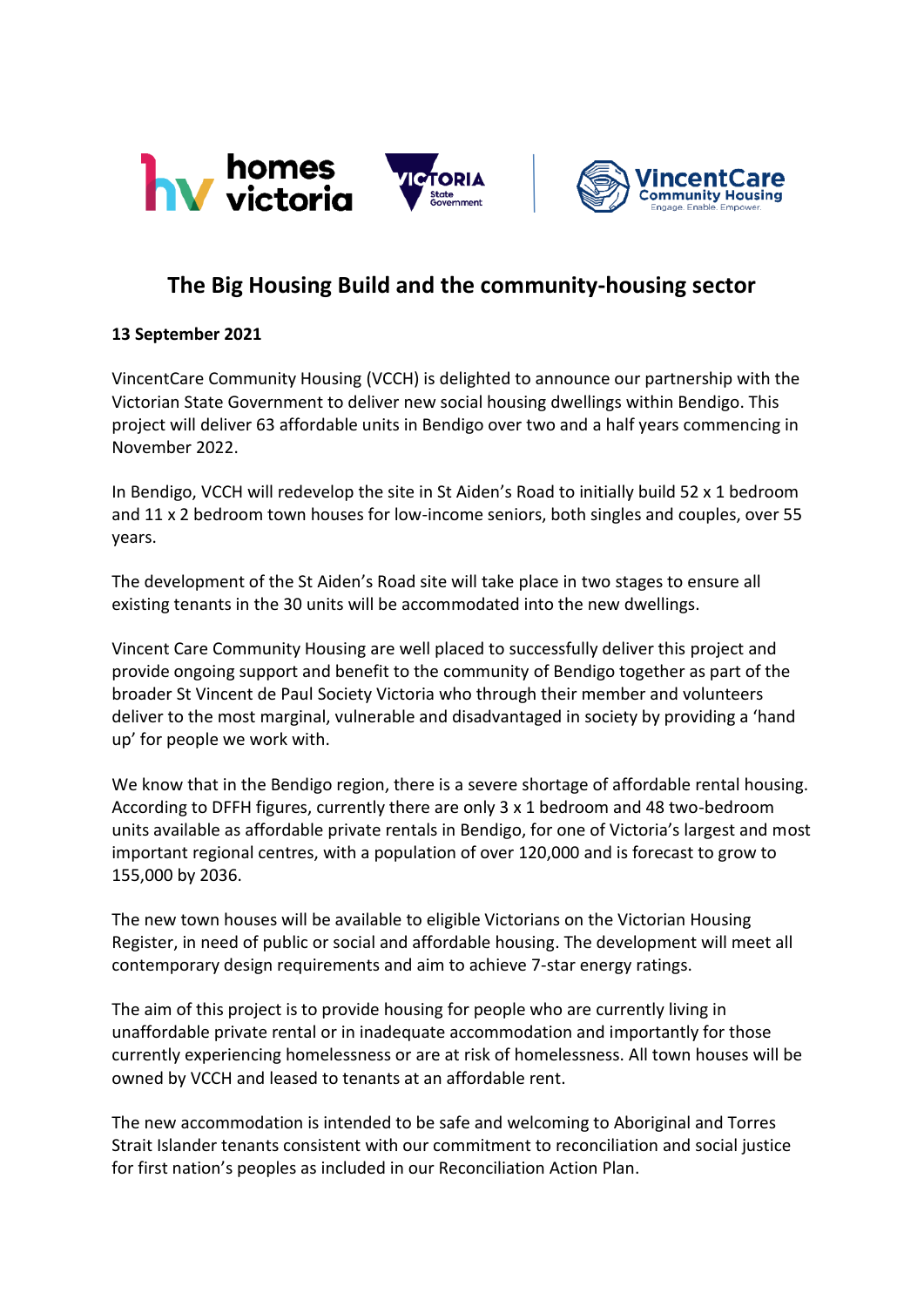# The Big Housing Build and the community-housing sector

**13 September 2021**

VincentCare Community Housing (VCCH) is delighted to announce our partnership with the Victorian State Government to deliver new social housing dwellings within Bendigo. This project will deliver 63 affordable units in Bendigo over two and a half years commencing in November 2022.

In Bendigo, VCCH will redevelop the site in St Aiden's Road to initially build 52 x 1 bedroom and 11 x 2 bedroom town houses for low-income seniors, both singles and couples, over 55 years.

The development of the St Aiden's Road site will take place in two stages to ensure all existing tenants in the 30 units will be accommodated into the new dwellings.

Vincent Care Community Housing are well placed to successfully deliver this project and provide ongoing support and benefit to the community of Bendigo together as part of the broader St Vincent de Paul Society Victoria who through their member and volunteers deliver to the most marginal, vulnerable and disadvantaged in society by providing a 'hand up' for people we work with.

We know that in the Bendigo region, there is a severe shortage of affordable rental housing. According to DFFH figures, currently there are only 3 x 1 bedroom and 48 two-bedroom units available as affordable private rentals in Bendigo, for one of Victoria's largest and most important regional centres, with a population of over 120,000 and is forecast to grow to 155,000 by 2036.

The new town houses will be available to eligible Victorians on the Victorian Housing Register, in need of public or social and affordable housing. The development will meet all contemporary design requirements and aim to achieve 7-star energy ratings.

The aim of this project is to provide housing for people who are currently living in unaffordable private rental or in inadequate accommodation and importantly for those currently experiencing homelessness or are at risk of homelessness. All town houses will be owned by VCCH and leased to tenants at an affordable rent.

The new accommodation is intended to be safe and welcoming to Aboriginal and Torres Strait Islander tenants consistent with our commitment to reconciliation and social justice for first nation's peoples as included in our Reconciliation Action Plan.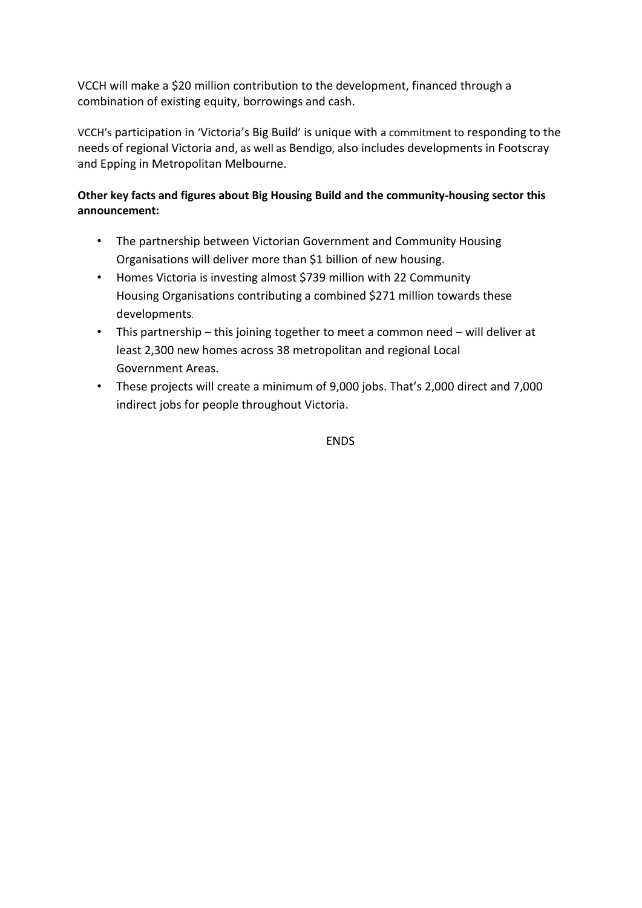VCCH will make a $20 million contribution to the development, financed through a combination of existing equity, borrowings and cash.

VCCH's participation in 'Victoria's Big Build' is unique with a commitment to responding to the needs of regional Victoria and, as well as Bendigo, also includes developments in Footscray and Epping in Metropolitan Melbourne.

**Other key facts and figures about Big Housing Build and the community-housing sector this announcement:**

- The partnership between Victorian Government and Community Housing Organisations will deliver more than $1 billion of new housing.
- Homes Victoria is investing almost $739 million with 22 Community Housing Organisations contributing a combined $271 million towards these developments.
- This partnership – this joining together to meet a common need – will deliver at least 2,300 new homes across 38 metropolitan and regional Local Government Areas.
- These projects will create a minimum of 9,000 jobs. That's 2,000 direct and 7,000 indirect jobs for people throughout Victoria.

ENDS